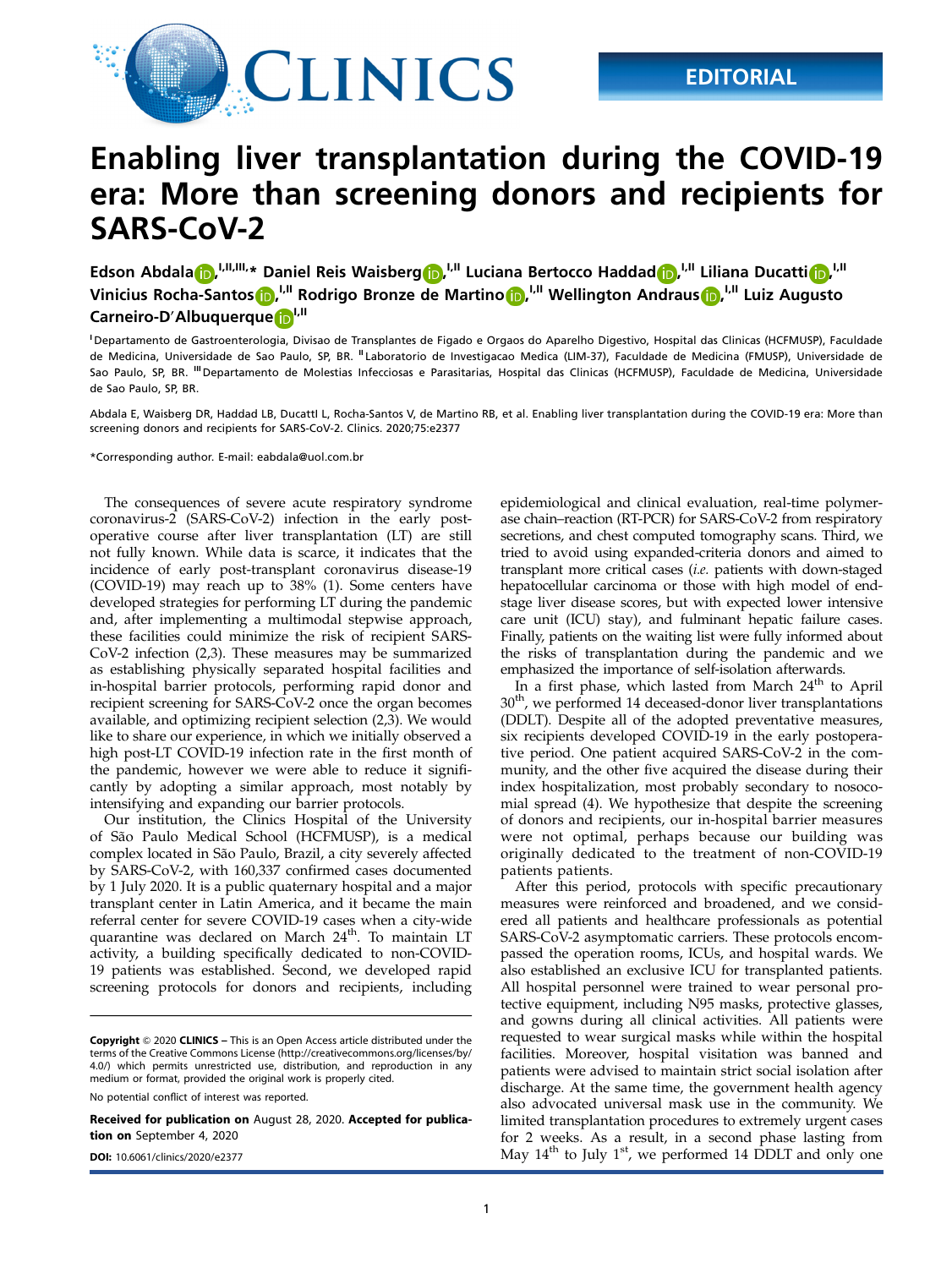EDITORIAL

# Enabling liver transplantation during the COVID-19 era: More than screening donors and recipients for SARS-CoV-2

**Edson Abdala**[I,II,III,*] **Daniel Reis Waisberg**[I,II] **Luciana Bertocco Haddad**[I,II] **Liliana Ducatti**[I,II] **Vinicius Rocha-Santos**[I,II] **Rodrigo Bronze de Martino**[I,II] **Wellington Andraus**[I,II] **Luiz Augusto Carneiro-D'Albuquerque**[I,II]

[I] Departamento de Gastroenterologia, Divisao de Transplantes de Figado e Orgaos do Aparelho Digestivo, Hospital das Clinicas (HCFMUSP), Faculdade de Medicina, Universidade de Sao Paulo, SP, BR. [II] Laboratorio de Investigacao Medica (LIM-37), Faculdade de Medicina (FMUSP), Universidade de Sao Paulo, SP, BR. [III] Departamento de Molestias Infecciosas e Parasitarias, Hospital das Clinicas (HCFMUSP), Faculdade de Medicina, Universidade de Sao Paulo, SP, BR.

Abdala E, Waisberg DR, Haddad LB, Ducatti L, Rocha-Santos V, de Martino RB, et al. Enabling liver transplantation during the COVID-19 era: More than screening donors and recipients for SARS-CoV-2. Clinics. 2020;75:e2377

*Corresponding author. E-mail: eabdala@uol.com.br

The consequences of severe acute respiratory syndrome coronavirus-2 (SARS-CoV-2) infection in the early postoperative course after liver transplantation (LT) are still not fully known. While data is scarce, it indicates that the incidence of early post-transplant coronavirus disease-19 (COVID-19) may reach up to 38% (1). Some centers have developed strategies for performing LT during the pandemic and, after implementing a multimodal stepwise approach, these facilities could minimize the risk of recipient SARS-CoV-2 infection (2,3). These measures may be summarized as establishing physically separated hospital facilities and in-hospital barrier protocols, performing rapid donor and recipient screening for SARS-CoV-2 once the organ becomes available, and optimizing recipient selection (2,3). We would like to share our experience, in which we initially observed a high post-LT COVID-19 infection rate in the first month of the pandemic, however we were able to reduce it significantly by adopting a similar approach, most notably by intensifying and expanding our barrier protocols.

Our institution, the Clinics Hospital of the University of São Paulo Medical School (HCFMUSP), is a medical complex located in São Paulo, Brazil, a city severely affected by SARS-CoV-2, with 160,337 confirmed cases documented by 1 July 2020. It is a public quaternary hospital and a major transplant center in Latin America, and it became the main referral center for severe COVID-19 cases when a city-wide quarantine was declared on March 24th. To maintain LT activity, a building specifically dedicated to non-COVID-19 patients was established. Second, we developed rapid screening protocols for donors and recipients, including epidemiological and clinical evaluation, real-time polymerase chain–reaction (RT-PCR) for SARS-CoV-2 from respiratory secretions, and chest computed tomography scans. Third, we tried to avoid using expanded-criteria donors and aimed to transplant more critical cases (*i.e.* patients with down-staged hepatocellular carcinoma or those with high model of end-stage liver disease scores, but with expected lower intensive care unit (ICU) stay), and fulminant hepatic failure cases. Finally, patients on the waiting list were fully informed about the risks of transplantation during the pandemic and we emphasized the importance of self-isolation afterwards.

In a first phase, which lasted from March 24th to April 30th, we performed 14 deceased-donor liver transplantations (DDLT). Despite all of the adopted preventative measures, six recipients developed COVID-19 in the early postoperative period. One patient acquired SARS-CoV-2 in the community, and the other five acquired the disease during their index hospitalization, most probably secondary to nosocomial spread (4). We hypothesize that despite the screening of donors and recipients, our in-hospital barrier measures were not optimal, perhaps because our building was originally dedicated to the treatment of non-COVID-19 patients patients.

After this period, protocols with specific precautionary measures were reinforced and broadened, and we considered all patients and healthcare professionals as potential SARS-CoV-2 asymptomatic carriers. These protocols encompassed the operation rooms, ICUs, and hospital wards. We also established an exclusive ICU for transplanted patients. All hospital personnel were trained to wear personal protective equipment, including N95 masks, protective glasses, and gowns during all clinical activities. All patients were requested to wear surgical masks while within the hospital facilities. Moreover, hospital visitation was banned and patients were advised to maintain strict social isolation after discharge. At the same time, the government health agency also advocated universal mask use in the community. We limited transplantation procedures to extremely urgent cases for 2 weeks. As a result, in a second phase lasting from May 14th to July 1st, we performed 14 DDLT and only one

**Copyright** © 2020 **CLINICS** – This is an Open Access article distributed under the terms of the Creative Commons License (http://creativecommons.org/licenses/by/4.0/) which permits unrestricted use, distribution, and reproduction in any medium or format, provided the original work is properly cited.

No potential conflict of interest was reported.

**Received for publication on** August 28, 2020. **Accepted for publication on** September 4, 2020

**DOI:** 10.6061/clinics/2020/e2377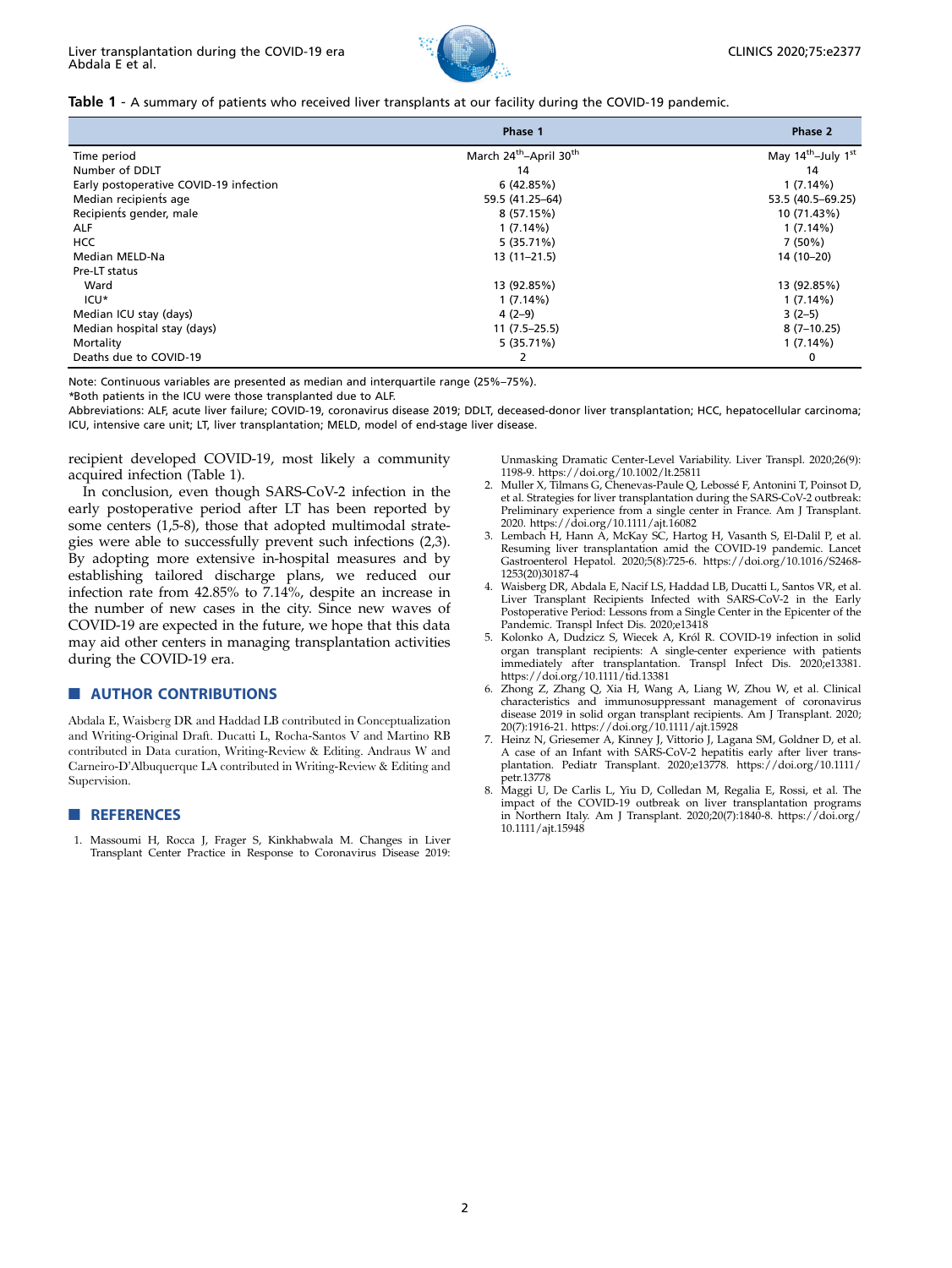**Table 1** - A summary of patients who received liver transplants at our facility during the COVID-19 pandemic.

| | Phase 1 | Phase 2 |
|---|---|---|
| Time period | March 24th–April 30th | May 14th–July 1st |
| Number of DDLT | 14 | 14 |
| Early postoperative COVID-19 infection | 6 (42.85%) | 1 (7.14%) |
| Median recipients age | 59.5 (41.25–64) | 53.5 (40.5–69.25) |
| Recipients gender, male | 8 (57.15%) | 10 (71.43%) |
| ALF | 1 (7.14%) | 1 (7.14%) |
| HCC | 5 (35.71%) | 7 (50%) |
| Median MELD-Na | 13 (11–21.5) | 14 (10–20) |
| Pre-LT status | | |
| Ward | 13 (92.85%) | 13 (92.85%) |
| ICU* | 1 (7.14%) | 1 (7.14%) |
| Median ICU stay (days) | 4 (2–9) | 3 (2–5) |
| Median hospital stay (days) | 11 (7.5–25.5) | 8 (7–10.25) |
| Mortality | 5 (35.71%) | 1 (7.14%) |
| Deaths due to COVID-19 | 2 | 0 |

Note: Continuous variables are presented as median and interquartile range (25%–75%).

*Both patients in the ICU were those transplanted due to ALF.

Abbreviations: ALF, acute liver failure; COVID-19, coronavirus disease 2019; DDLT, deceased-donor liver transplantation; HCC, hepatocellular carcinoma; ICU, intensive care unit; LT, liver transplantation; MELD, model of end-stage liver disease.

recipient developed COVID-19, most likely a community acquired infection (Table 1).

In conclusion, even though SARS-CoV-2 infection in the early postoperative period after LT has been reported by some centers (1,5-8), those that adopted multimodal strategies were able to successfully prevent such infections (2,3). By adopting more extensive in-hospital measures and by establishing tailored discharge plans, we reduced our infection rate from 42.85% to 7.14%, despite an increase in the number of new cases in the city. Since new waves of COVID-19 are expected in the future, we hope that this data may aid other centers in managing transplantation activities during the COVID-19 era.

## AUTHOR CONTRIBUTIONS

Abdala E, Waisberg DR and Haddad LB contributed in Conceptualization and Writing-Original Draft. Ducatti L, Rocha-Santos V and Martino RB contributed in Data curation, Writing-Review & Editing. Andraus W and Carneiro-D'Albuquerque LA contributed in Writing-Review & Editing and Supervision.

## REFERENCES

1. Massoumi H, Rocca J, Frager S, Kinkhabwala M. Changes in Liver Transplant Center Practice in Response to Coronavirus Disease 2019: Unmasking Dramatic Center-Level Variability. Liver Transpl. 2020;26(9): 1198-9. https://doi.org/10.1002/lt.25811
2. Muller X, Tilmans G, Chenevas-Paule Q, Lebossé F, Antonini T, Poinsot D, et al. Strategies for liver transplantation during the SARS-CoV-2 outbreak: Preliminary experience from a single center in France. Am J Transplant. 2020. https://doi.org/10.1111/ajt.16082
3. Lembach H, Hann A, McKay SC, Hartog H, Vasanth S, El-Dalil P, et al. Resuming liver transplantation amid the COVID-19 pandemic. Lancet Gastroenterol Hepatol. 2020;5(8):725-6. https://doi.org/10.1016/S2468-1253(20)30187-4
4. Waisberg DR, Abdala E, Nacif LS, Haddad LB, Ducatti L, Santos VR, et al. Liver Transplant Recipients Infected with SARS-CoV-2 in the Early Postoperative Period: Lessons from a Single Center in the Epicenter of the Pandemic. Transpl Infect Dis. 2020;e13418
5. Kolonko A, Dudzicz S, Wiecek A, Król R. COVID-19 infection in solid organ transplant recipients: A single-center experience with patients immediately after transplantation. Transpl Infect Dis. 2020;e13381. https://doi.org/10.1111/tid.13381
6. Zhong Z, Zhang Q, Xia H, Wang A, Liang W, Zhou W, et al. Clinical characteristics and immunosuppressant management of coronavirus disease 2019 in solid organ transplant recipients. Am J Transplant. 2020; 20(7):1916-21. https://doi.org/10.1111/ajt.15928
7. Heinz N, Griesemer A, Kinney J, Vittorio J, Lagana SM, Goldner D, et al. A case of an Infant with SARS-CoV-2 hepatitis early after liver transplantation. Pediatr Transplant. 2020;e13778. https://doi.org/10.1111/petr.13778
8. Maggi U, De Carlis L, Yiu D, Colledan M, Regalia E, Rossi, et al. The impact of the COVID-19 outbreak on liver transplantation programs in Northern Italy. Am J Transplant. 2020;20(7):1840-8. https://doi.org/10.1111/ajt.15948